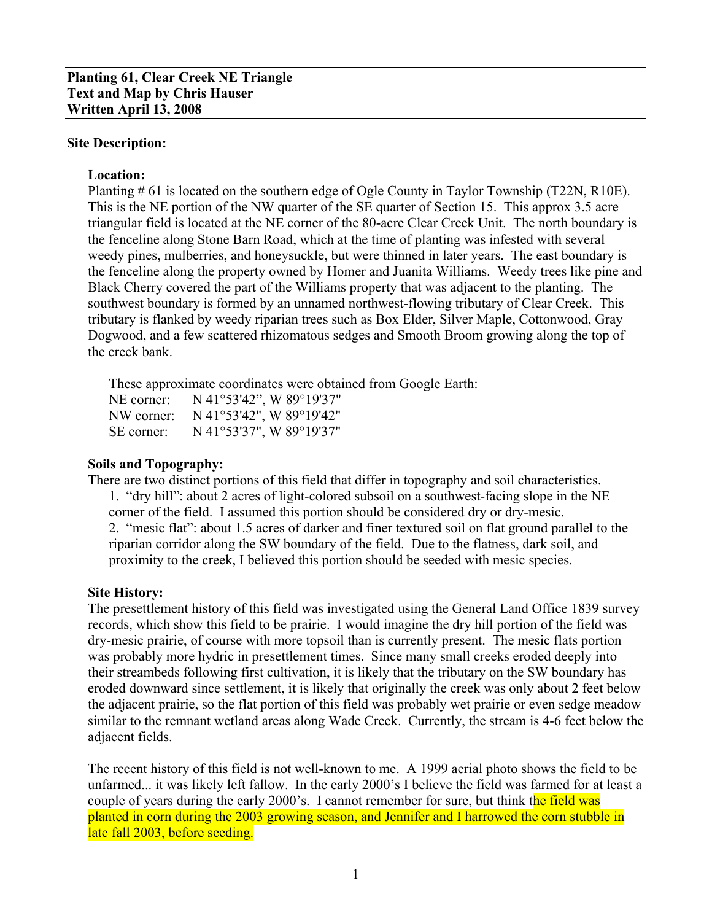**Planting 61, Clear Creek NE Triangle**
**Text and Map by Chris Hauser**
**Written April 13, 2008**

## Site Description:

### Location:

Planting # 61 is located on the southern edge of Ogle County in Taylor Township (T22N, R10E). This is the NE portion of the NW quarter of the SE quarter of Section 15. This approx 3.5 acre triangular field is located at the NE corner of the 80-acre Clear Creek Unit. The north boundary is the fenceline along Stone Barn Road, which at the time of planting was infested with several weedy pines, mulberries, and honeysuckle, but were thinned in later years. The east boundary is the fenceline along the property owned by Homer and Juanita Williams. Weedy trees like pine and Black Cherry covered the part of the Williams property that was adjacent to the planting. The southwest boundary is formed by an unnamed northwest-flowing tributary of Clear Creek. This tributary is flanked by weedy riparian trees such as Box Elder, Silver Maple, Cottonwood, Gray Dogwood, and a few scattered rhizomatous sedges and Smooth Broom growing along the top of the creek bank.

These approximate coordinates were obtained from Google Earth:
NE corner: N 41°53'42", W 89°19'37"
NW corner: N 41°53'42", W 89°19'42"
SE corner: N 41°53'37", W 89°19'37"

### Soils and Topography:

There are two distinct portions of this field that differ in topography and soil characteristics.

1. "dry hill": about 2 acres of light-colored subsoil on a southwest-facing slope in the NE corner of the field. I assumed this portion should be considered dry or dry-mesic.
2. "mesic flat": about 1.5 acres of darker and finer textured soil on flat ground parallel to the riparian corridor along the SW boundary of the field. Due to the flatness, dark soil, and proximity to the creek, I believed this portion should be seeded with mesic species.

### Site History:

The presettlement history of this field was investigated using the General Land Office 1839 survey records, which show this field to be prairie. I would imagine the dry hill portion of the field was dry-mesic prairie, of course with more topsoil than is currently present. The mesic flats portion was probably more hydric in presettlement times. Since many small creeks eroded deeply into their streambeds following first cultivation, it is likely that the tributary on the SW boundary has eroded downward since settlement, it is likely that originally the creek was only about 2 feet below the adjacent prairie, so the flat portion of this field was probably wet prairie or even sedge meadow similar to the remnant wetland areas along Wade Creek. Currently, the stream is 4-6 feet below the adjacent fields.

The recent history of this field is not well-known to me. A 1999 aerial photo shows the field to be unfarmed... it was likely left fallow. In the early 2000's I believe the field was farmed for at least a couple of years during the early 2000's. I cannot remember for sure, but think the field was planted in corn during the 2003 growing season, and Jennifer and I harrowed the corn stubble in late fall 2003, before seeding.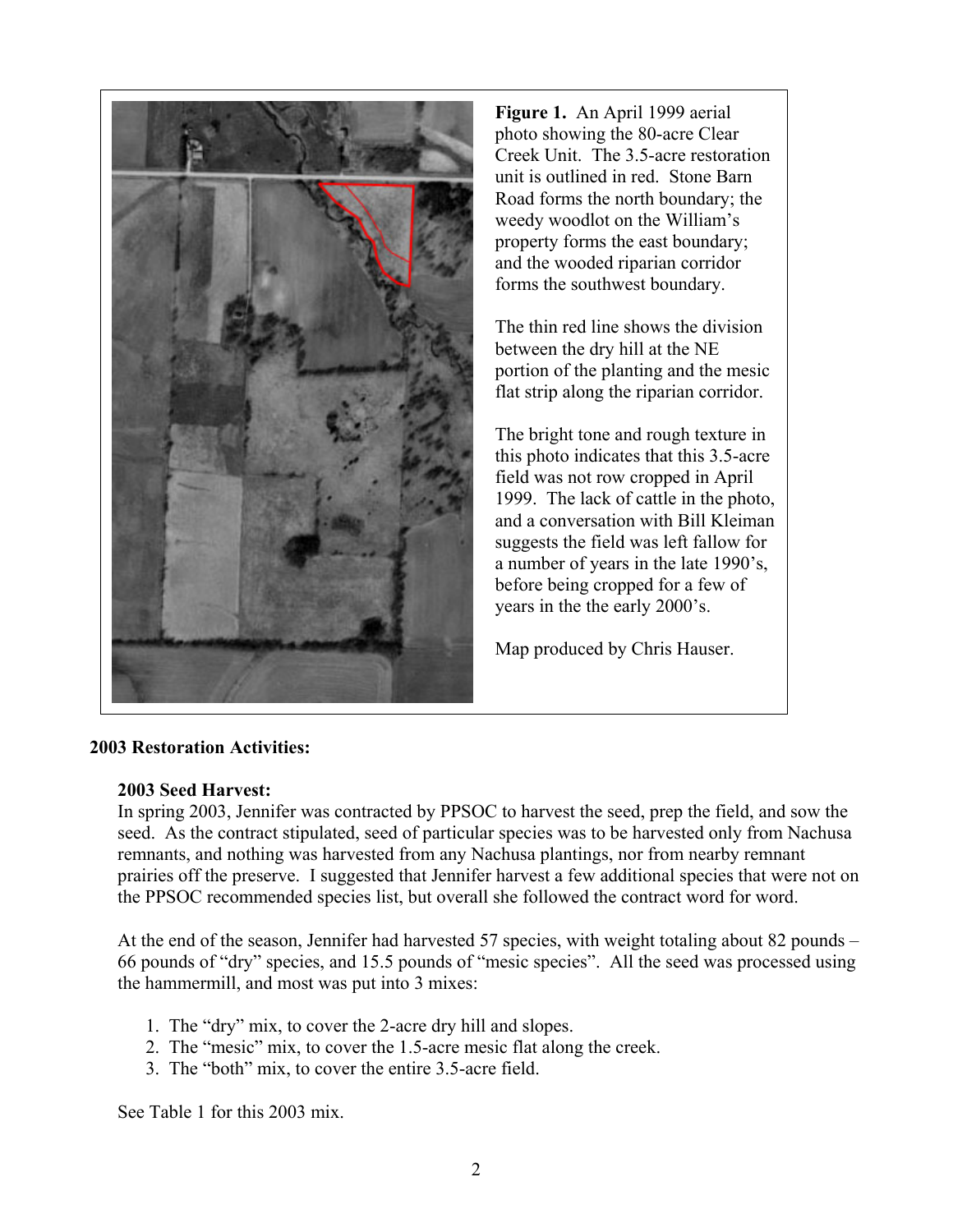**Figure 1.** An April 1999 aerial photo showing the 80-acre Clear Creek Unit. The 3.5-acre restoration unit is outlined in red. Stone Barn Road forms the north boundary; the weedy woodlot on the William's property forms the east boundary; and the wooded riparian corridor forms the southwest boundary.

The thin red line shows the division between the dry hill at the NE portion of the planting and the mesic flat strip along the riparian corridor.

The bright tone and rough texture in this photo indicates that this 3.5-acre field was not row cropped in April 1999. The lack of cattle in the photo, and a conversation with Bill Kleiman suggests the field was left fallow for a number of years in the late 1990's, before being cropped for a few of years in the the early 2000's.

Map produced by Chris Hauser.

## 2003 Restoration Activities:

### 2003 Seed Harvest:

In spring 2003, Jennifer was contracted by PPSOC to harvest the seed, prep the field, and sow the seed. As the contract stipulated, seed of particular species was to be harvested only from Nachusa remnants, and nothing was harvested from any Nachusa plantings, nor from nearby remnant prairies off the preserve. I suggested that Jennifer harvest a few additional species that were not on the PPSOC recommended species list, but overall she followed the contract word for word.

At the end of the season, Jennifer had harvested 57 species, with weight totaling about 82 pounds – 66 pounds of "dry" species, and 15.5 pounds of "mesic species". All the seed was processed using the hammermill, and most was put into 3 mixes:

1. The "dry" mix, to cover the 2-acre dry hill and slopes.
2. The "mesic" mix, to cover the 1.5-acre mesic flat along the creek.
3. The "both" mix, to cover the entire 3.5-acre field.

See Table 1 for this 2003 mix.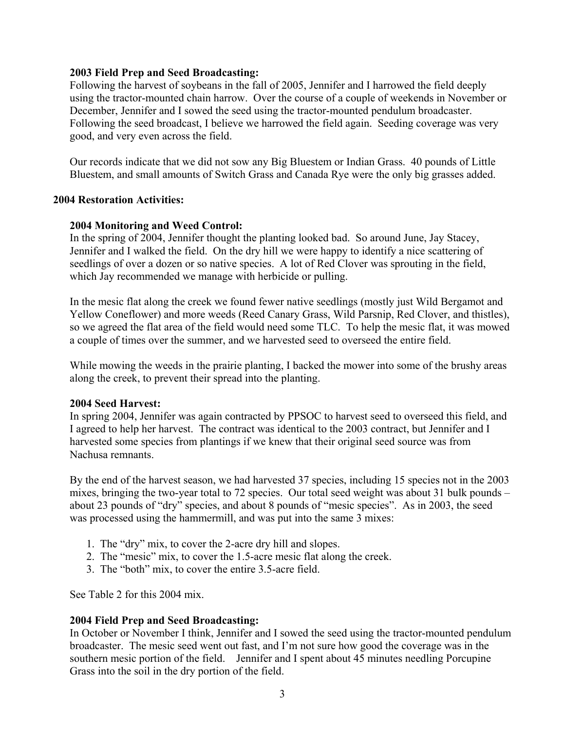### 2003 Field Prep and Seed Broadcasting:

Following the harvest of soybeans in the fall of 2005, Jennifer and I harrowed the field deeply using the tractor-mounted chain harrow. Over the course of a couple of weekends in November or December, Jennifer and I sowed the seed using the tractor-mounted pendulum broadcaster. Following the seed broadcast, I believe we harrowed the field again. Seeding coverage was very good, and very even across the field.

Our records indicate that we did not sow any Big Bluestem or Indian Grass. 40 pounds of Little Bluestem, and small amounts of Switch Grass and Canada Rye were the only big grasses added.

## 2004 Restoration Activities:

### 2004 Monitoring and Weed Control:

In the spring of 2004, Jennifer thought the planting looked bad. So around June, Jay Stacey, Jennifer and I walked the field. On the dry hill we were happy to identify a nice scattering of seedlings of over a dozen or so native species. A lot of Red Clover was sprouting in the field, which Jay recommended we manage with herbicide or pulling.

In the mesic flat along the creek we found fewer native seedlings (mostly just Wild Bergamot and Yellow Coneflower) and more weeds (Reed Canary Grass, Wild Parsnip, Red Clover, and thistles), so we agreed the flat area of the field would need some TLC. To help the mesic flat, it was mowed a couple of times over the summer, and we harvested seed to overseed the entire field.

While mowing the weeds in the prairie planting, I backed the mower into some of the brushy areas along the creek, to prevent their spread into the planting.

### 2004 Seed Harvest:

In spring 2004, Jennifer was again contracted by PPSOC to harvest seed to overseed this field, and I agreed to help her harvest. The contract was identical to the 2003 contract, but Jennifer and I harvested some species from plantings if we knew that their original seed source was from Nachusa remnants.

By the end of the harvest season, we had harvested 37 species, including 15 species not in the 2003 mixes, bringing the two-year total to 72 species. Our total seed weight was about 31 bulk pounds – about 23 pounds of "dry" species, and about 8 pounds of "mesic species". As in 2003, the seed was processed using the hammermill, and was put into the same 3 mixes:

1. The "dry" mix, to cover the 2-acre dry hill and slopes.
2. The "mesic" mix, to cover the 1.5-acre mesic flat along the creek.
3. The "both" mix, to cover the entire 3.5-acre field.

See Table 2 for this 2004 mix.

### 2004 Field Prep and Seed Broadcasting:

In October or November I think, Jennifer and I sowed the seed using the tractor-mounted pendulum broadcaster. The mesic seed went out fast, and I'm not sure how good the coverage was in the southern mesic portion of the field. Jennifer and I spent about 45 minutes needling Porcupine Grass into the soil in the dry portion of the field.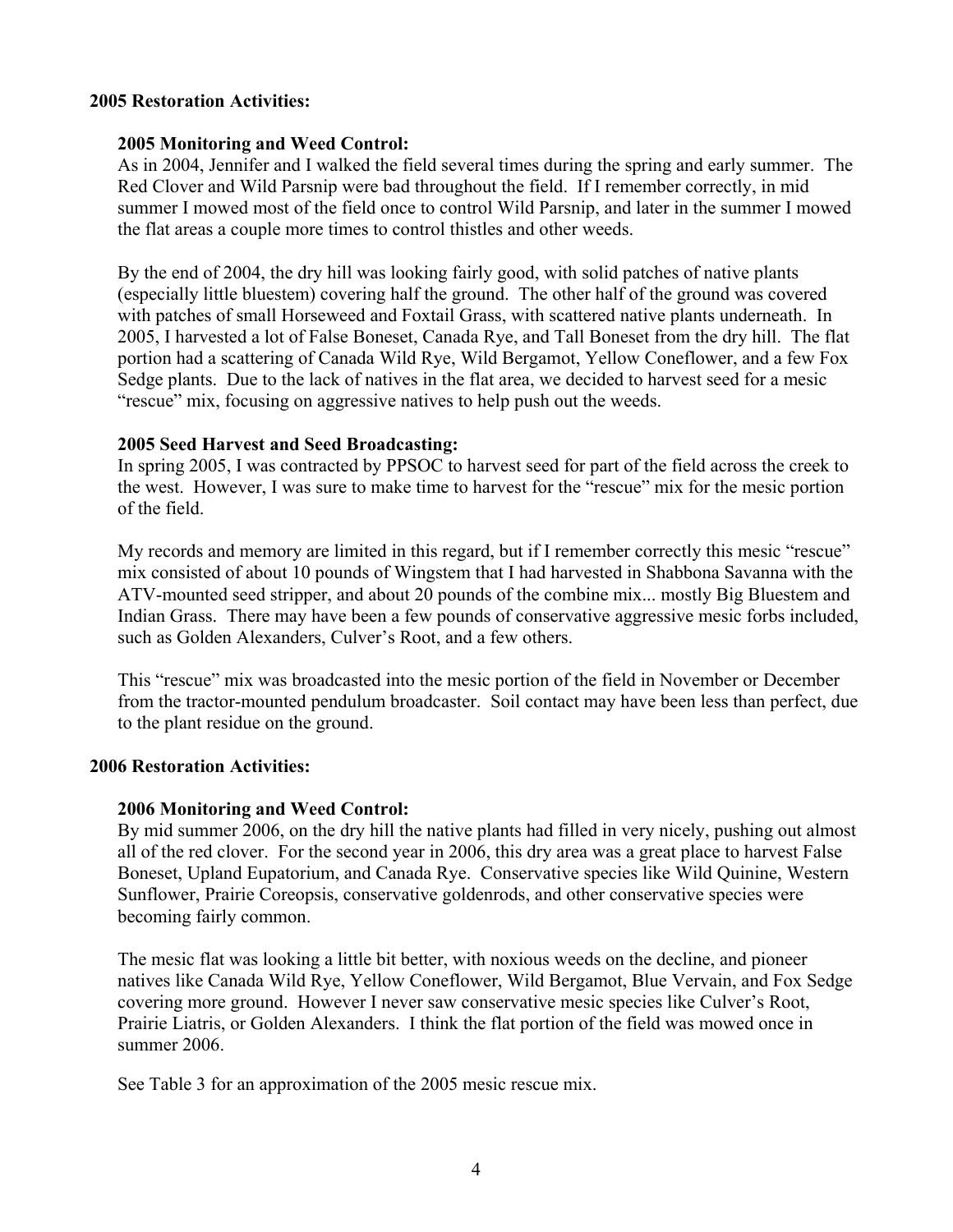## 2005 Restoration Activities:

### 2005 Monitoring and Weed Control:

As in 2004, Jennifer and I walked the field several times during the spring and early summer. The Red Clover and Wild Parsnip were bad throughout the field. If I remember correctly, in mid summer I mowed most of the field once to control Wild Parsnip, and later in the summer I mowed the flat areas a couple more times to control thistles and other weeds.

By the end of 2004, the dry hill was looking fairly good, with solid patches of native plants (especially little bluestem) covering half the ground. The other half of the ground was covered with patches of small Horseweed and Foxtail Grass, with scattered native plants underneath. In 2005, I harvested a lot of False Boneset, Canada Rye, and Tall Boneset from the dry hill. The flat portion had a scattering of Canada Wild Rye, Wild Bergamot, Yellow Coneflower, and a few Fox Sedge plants. Due to the lack of natives in the flat area, we decided to harvest seed for a mesic "rescue" mix, focusing on aggressive natives to help push out the weeds.

### 2005 Seed Harvest and Seed Broadcasting:

In spring 2005, I was contracted by PPSOC to harvest seed for part of the field across the creek to the west. However, I was sure to make time to harvest for the "rescue" mix for the mesic portion of the field.

My records and memory are limited in this regard, but if I remember correctly this mesic "rescue" mix consisted of about 10 pounds of Wingstem that I had harvested in Shabbona Savanna with the ATV-mounted seed stripper, and about 20 pounds of the combine mix... mostly Big Bluestem and Indian Grass. There may have been a few pounds of conservative aggressive mesic forbs included, such as Golden Alexanders, Culver's Root, and a few others.

This "rescue" mix was broadcasted into the mesic portion of the field in November or December from the tractor-mounted pendulum broadcaster. Soil contact may have been less than perfect, due to the plant residue on the ground.

## 2006 Restoration Activities:

### 2006 Monitoring and Weed Control:

By mid summer 2006, on the dry hill the native plants had filled in very nicely, pushing out almost all of the red clover. For the second year in 2006, this dry area was a great place to harvest False Boneset, Upland Eupatorium, and Canada Rye. Conservative species like Wild Quinine, Western Sunflower, Prairie Coreopsis, conservative goldenrods, and other conservative species were becoming fairly common.

The mesic flat was looking a little bit better, with noxious weeds on the decline, and pioneer natives like Canada Wild Rye, Yellow Coneflower, Wild Bergamot, Blue Vervain, and Fox Sedge covering more ground. However I never saw conservative mesic species like Culver's Root, Prairie Liatris, or Golden Alexanders. I think the flat portion of the field was mowed once in summer 2006.

See Table 3 for an approximation of the 2005 mesic rescue mix.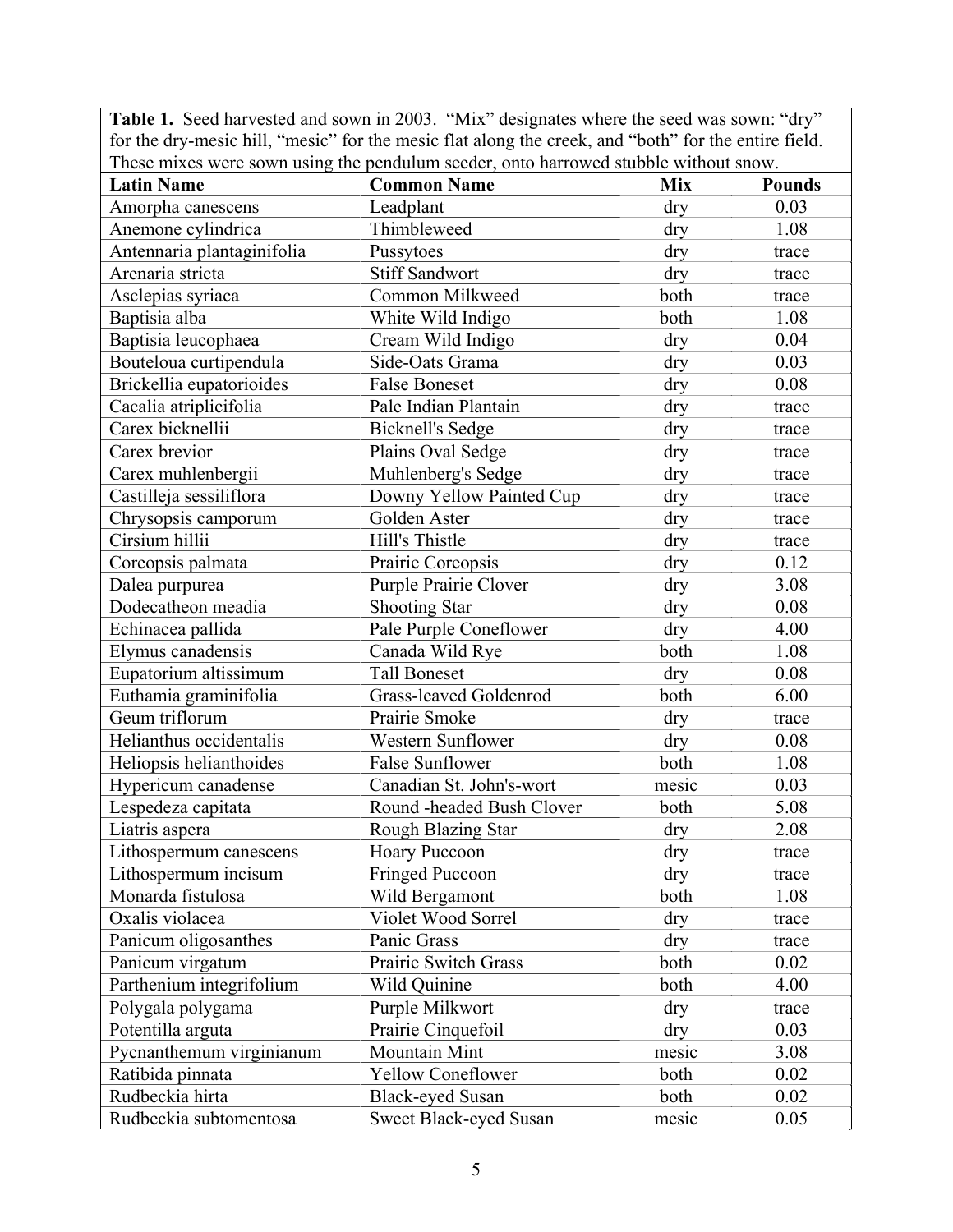**Table 1.** Seed harvested and sown in 2003. "Mix" designates where the seed was sown: "dry" for the dry-mesic hill, "mesic" for the mesic flat along the creek, and "both" for the entire field. These mixes were sown using the pendulum seeder, onto harrowed stubble without snow.

| Latin Name | Common Name | Mix | Pounds |
|---|---|---|---|
| Amorpha canescens | Leadplant | dry | 0.03 |
| Anemone cylindrica | Thimbleweed | dry | 1.08 |
| Antennaria plantaginifolia | Pussytoes | dry | trace |
| Arenaria stricta | Stiff Sandwort | dry | trace |
| Asclepias syriaca | Common Milkweed | both | trace |
| Baptisia alba | White Wild Indigo | both | 1.08 |
| Baptisia leucophaea | Cream Wild Indigo | dry | 0.04 |
| Bouteloua curtipendula | Side-Oats Grama | dry | 0.03 |
| Brickellia eupatorioides | False Boneset | dry | 0.08 |
| Cacalia atriplicifolia | Pale Indian Plantain | dry | trace |
| Carex bicknellii | Bicknell's Sedge | dry | trace |
| Carex brevior | Plains Oval Sedge | dry | trace |
| Carex muhlenbergii | Muhlenberg's Sedge | dry | trace |
| Castilleja sessiliflora | Downy Yellow Painted Cup | dry | trace |
| Chrysopsis camporum | Golden Aster | dry | trace |
| Cirsium hillii | Hill's Thistle | dry | trace |
| Coreopsis palmata | Prairie Coreopsis | dry | 0.12 |
| Dalea purpurea | Purple Prairie Clover | dry | 3.08 |
| Dodecatheon meadia | Shooting Star | dry | 0.08 |
| Echinacea pallida | Pale Purple Coneflower | dry | 4.00 |
| Elymus canadensis | Canada Wild Rye | both | 1.08 |
| Eupatorium altissimum | Tall Boneset | dry | 0.08 |
| Euthamia graminifolia | Grass-leaved Goldenrod | both | 6.00 |
| Geum triflorum | Prairie Smoke | dry | trace |
| Helianthus occidentalis | Western Sunflower | dry | 0.08 |
| Heliopsis helianthoides | False Sunflower | both | 1.08 |
| Hypericum canadense | Canadian St. John's-wort | mesic | 0.03 |
| Lespedeza capitata | Round -headed Bush Clover | both | 5.08 |
| Liatris aspera | Rough Blazing Star | dry | 2.08 |
| Lithospermum canescens | Hoary Puccoon | dry | trace |
| Lithospermum incisum | Fringed Puccoon | dry | trace |
| Monarda fistulosa | Wild Bergamont | both | 1.08 |
| Oxalis violacea | Violet Wood Sorrel | dry | trace |
| Panicum oligosanthes | Panic Grass | dry | trace |
| Panicum virgatum | Prairie Switch Grass | both | 0.02 |
| Parthenium integrifolium | Wild Quinine | both | 4.00 |
| Polygala polygama | Purple Milkwort | dry | trace |
| Potentilla arguta | Prairie Cinquefoil | dry | 0.03 |
| Pycnanthemum virginianum | Mountain Mint | mesic | 3.08 |
| Ratibida pinnata | Yellow Coneflower | both | 0.02 |
| Rudbeckia hirta | Black-eyed Susan | both | 0.02 |
| Rudbeckia subtomentosa | Sweet Black-eyed Susan | mesic | 0.05 |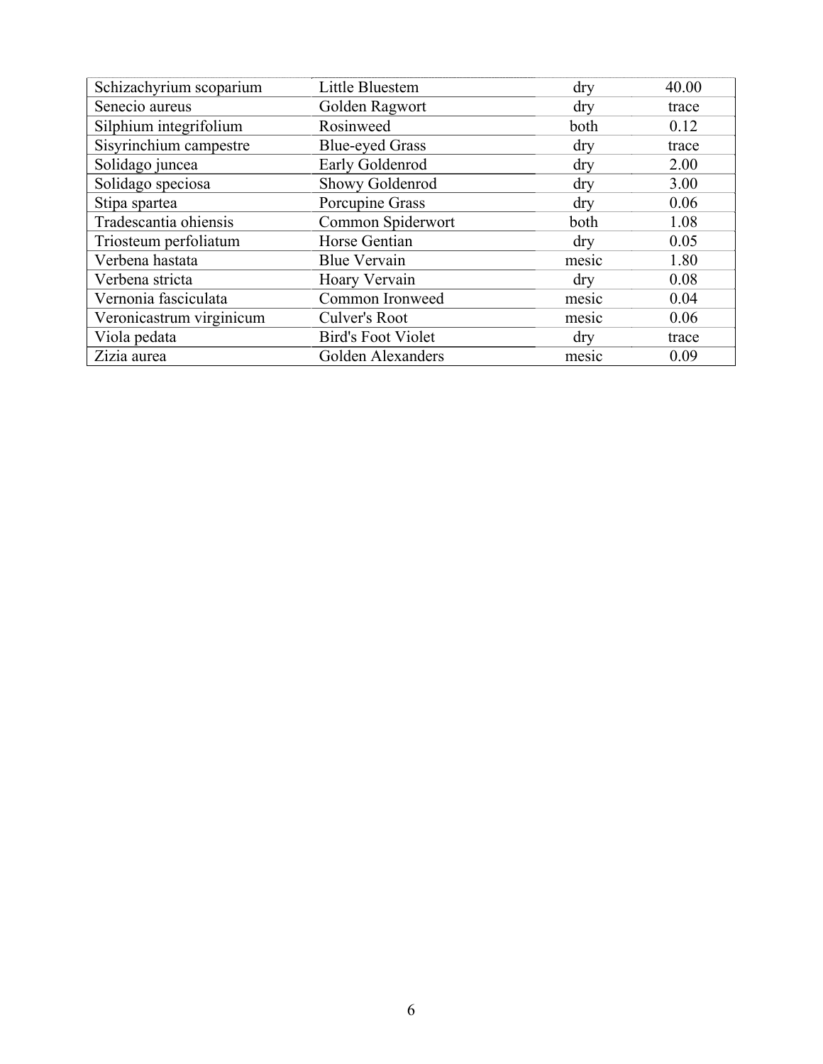| | | | |
|---|---|---|---|
| Schizachyrium scoparium | Little Bluestem | dry | 40.00 |
| Senecio aureus | Golden Ragwort | dry | trace |
| Silphium integrifolium | Rosinweed | both | 0.12 |
| Sisyrinchium campestre | Blue-eyed Grass | dry | trace |
| Solidago juncea | Early Goldenrod | dry | 2.00 |
| Solidago speciosa | Showy Goldenrod | dry | 3.00 |
| Stipa spartea | Porcupine Grass | dry | 0.06 |
| Tradescantia ohiensis | Common Spiderwort | both | 1.08 |
| Triosteum perfoliatum | Horse Gentian | dry | 0.05 |
| Verbena hastata | Blue Vervain | mesic | 1.80 |
| Verbena stricta | Hoary Vervain | dry | 0.08 |
| Vernonia fasciculata | Common Ironweed | mesic | 0.04 |
| Veronicastrum virginicum | Culver's Root | mesic | 0.06 |
| Viola pedata | Bird's Foot Violet | dry | trace |
| Zizia aurea | Golden Alexanders | mesic | 0.09 |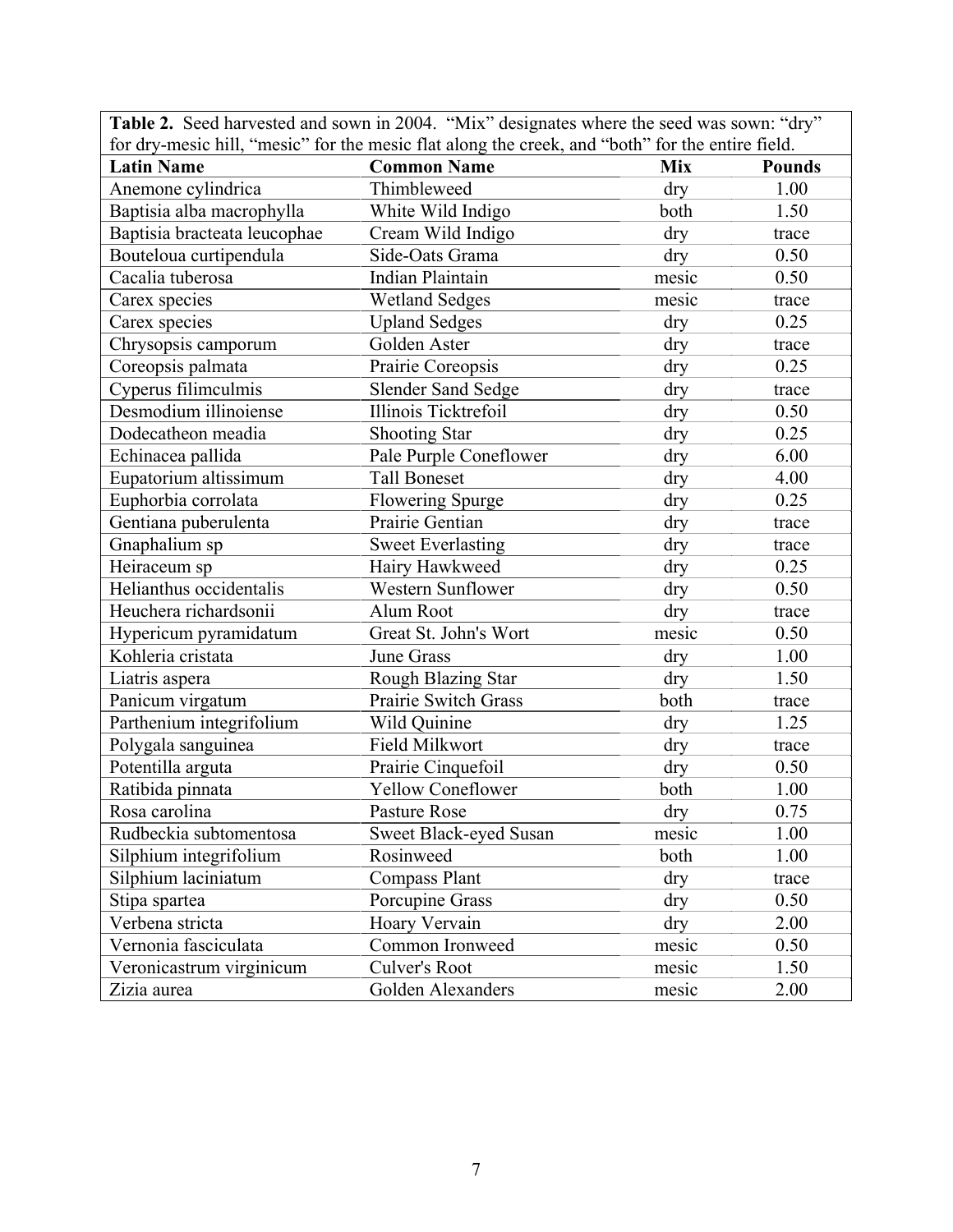**Table 2.** Seed harvested and sown in 2004. "Mix" designates where the seed was sown: "dry" for dry-mesic hill, "mesic" for the mesic flat along the creek, and "both" for the entire field.

| Latin Name | Common Name | Mix | Pounds |
|---|---|---|---|
| Anemone cylindrica | Thimbleweed | dry | 1.00 |
| Baptisia alba macrophylla | White Wild Indigo | both | 1.50 |
| Baptisia bracteata leucophae | Cream Wild Indigo | dry | trace |
| Bouteloua curtipendula | Side-Oats Grama | dry | 0.50 |
| Cacalia tuberosa | Indian Plaintain | mesic | 0.50 |
| Carex species | Wetland Sedges | mesic | trace |
| Carex species | Upland Sedges | dry | 0.25 |
| Chrysopsis camporum | Golden Aster | dry | trace |
| Coreopsis palmata | Prairie Coreopsis | dry | 0.25 |
| Cyperus filimculmis | Slender Sand Sedge | dry | trace |
| Desmodium illinoiense | Illinois Ticktrefoil | dry | 0.50 |
| Dodecatheon meadia | Shooting Star | dry | 0.25 |
| Echinacea pallida | Pale Purple Coneflower | dry | 6.00 |
| Eupatorium altissimum | Tall Boneset | dry | 4.00 |
| Euphorbia corrolata | Flowering Spurge | dry | 0.25 |
| Gentiana puberulenta | Prairie Gentian | dry | trace |
| Gnaphalium sp | Sweet Everlasting | dry | trace |
| Heiraceum sp | Hairy Hawkweed | dry | 0.25 |
| Helianthus occidentalis | Western Sunflower | dry | 0.50 |
| Heuchera richardsonii | Alum Root | dry | trace |
| Hypericum pyramidatum | Great St. John's Wort | mesic | 0.50 |
| Kohleria cristata | June Grass | dry | 1.00 |
| Liatris aspera | Rough Blazing Star | dry | 1.50 |
| Panicum virgatum | Prairie Switch Grass | both | trace |
| Parthenium integrifolium | Wild Quinine | dry | 1.25 |
| Polygala sanguinea | Field Milkwort | dry | trace |
| Potentilla arguta | Prairie Cinquefoil | dry | 0.50 |
| Ratibida pinnata | Yellow Coneflower | both | 1.00 |
| Rosa carolina | Pasture Rose | dry | 0.75 |
| Rudbeckia subtomentosa | Sweet Black-eyed Susan | mesic | 1.00 |
| Silphium integrifolium | Rosinweed | both | 1.00 |
| Silphium laciniatum | Compass Plant | dry | trace |
| Stipa spartea | Porcupine Grass | dry | 0.50 |
| Verbena stricta | Hoary Vervain | dry | 2.00 |
| Vernonia fasciculata | Common Ironweed | mesic | 0.50 |
| Veronicastrum virginicum | Culver's Root | mesic | 1.50 |
| Zizia aurea | Golden Alexanders | mesic | 2.00 |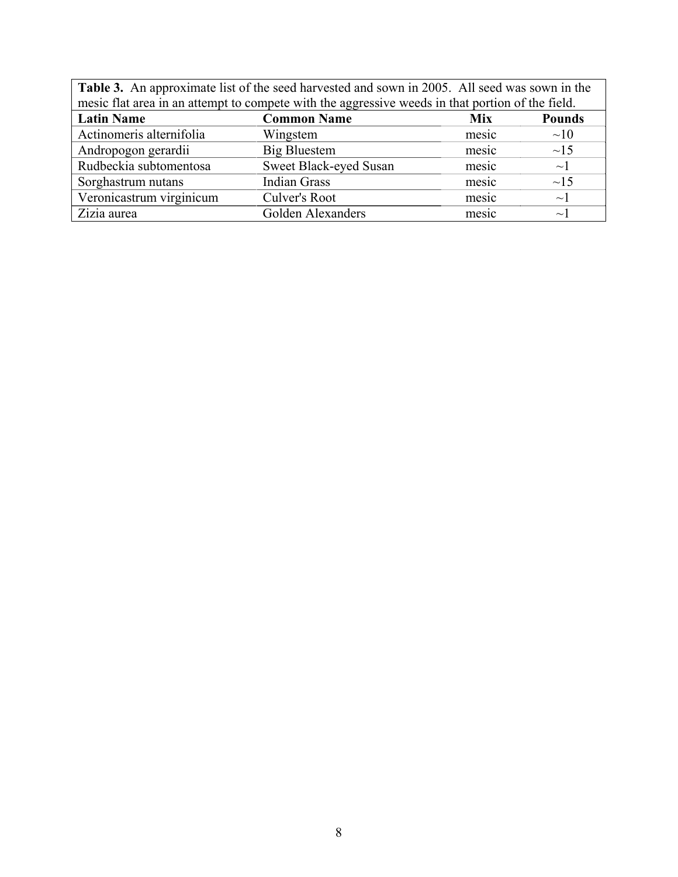**Table 3.** An approximate list of the seed harvested and sown in 2005. All seed was sown in the mesic flat area in an attempt to compete with the aggressive weeds in that portion of the field.

| Latin Name | Common Name | Mix | Pounds |
|---|---|---|---|
| Actinomeris alternifolia | Wingstem | mesic | ~10 |
| Andropogon gerardii | Big Bluestem | mesic | ~15 |
| Rudbeckia subtomentosa | Sweet Black-eyed Susan | mesic | ~1 |
| Sorghastrum nutans | Indian Grass | mesic | ~15 |
| Veronicastrum virginicum | Culver's Root | mesic | ~1 |
| Zizia aurea | Golden Alexanders | mesic | ~1 |